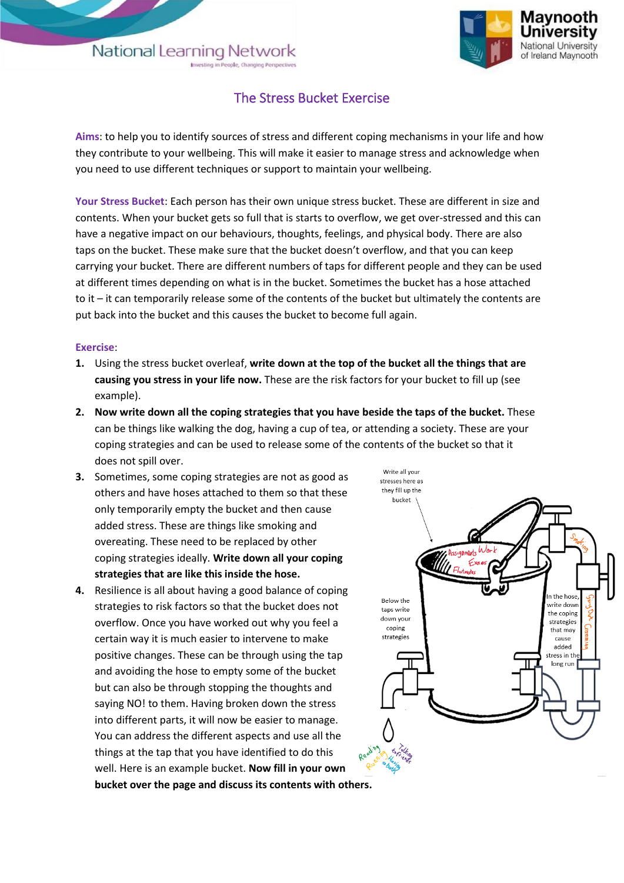# The Stress Bucket Exercise

**Aims**: to help you to identify sources of stress and different coping mechanisms in your life and how they contribute to your wellbeing. This will make it easier to manage stress and acknowledge when you need to use different techniques or support to maintain your wellbeing.

**Your Stress Bucket**: Each person has their own unique stress bucket. These are different in size and contents. When your bucket gets so full that is starts to overflow, we get over-stressed and this can have a negative impact on our behaviours, thoughts, feelings, and physical body. There are also taps on the bucket. These make sure that the bucket doesn't overflow, and that you can keep carrying your bucket. There are different numbers of taps for different people and they can be used at different times depending on what is in the bucket. Sometimes the bucket has a hose attached to it – it can temporarily release some of the contents of the bucket but ultimately the contents are put back into the bucket and this causes the bucket to become full again.

**Exercise**:

1. Using the stress bucket overleaf, **write down at the top of the bucket all the things that are causing you stress in your life now.** These are the risk factors for your bucket to fill up (see example).
2. **Now write down all the coping strategies that you have beside the taps of the bucket.** These can be things like walking the dog, having a cup of tea, or attending a society. These are your coping strategies and can be used to release some of the contents of the bucket so that it does not spill over.
3. Sometimes, some coping strategies are not as good as others and have hoses attached to them so that these only temporarily empty the bucket and then cause added stress. These are things like smoking and overeating. These need to be replaced by other coping strategies ideally. **Write down all your coping strategies that are like this inside the hose.**
4. Resilience is all about having a good balance of coping strategies to risk factors so that the bucket does not overflow. Once you have worked out why you feel a certain way it is much easier to intervene to make positive changes. These can be through using the tap and avoiding the hose to empty some of the bucket but can also be through stopping the thoughts and saying NO! to them. Having broken down the stress into different parts, it will now be easier to manage. You can address the different aspects and use all the things at the tap that you have identified to do this well. Here is an example bucket. **Now fill in your own bucket over the page and discuss its contents with others.**

Write all your stresses here as they fill up the bucket

Assignments Work Exams Flatmates

Smoking

Going Out Cramming

Below the taps write down your coping strategies

In the hose, write down the coping strategies that may cause added stress in the long run

Reading Running Talking to friends Having a bath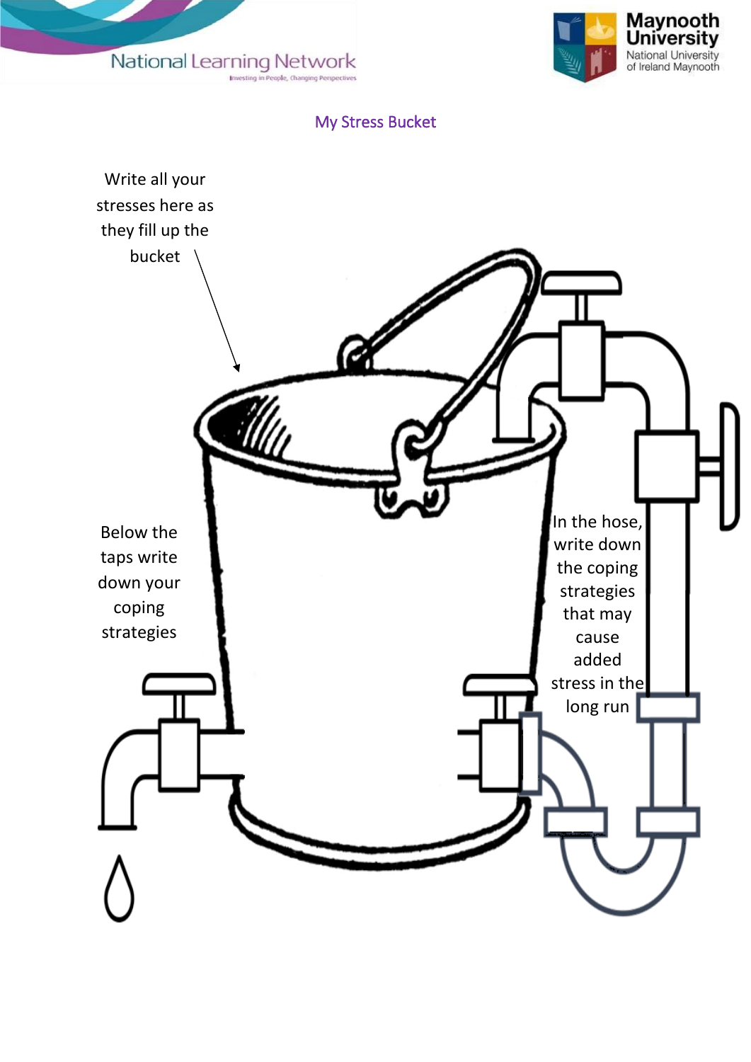National Learning Network

Investing in People, Changing Perspectives

Maynooth University

National University of Ireland Maynooth

# My Stress Bucket

Write all your stresses here as they fill up the bucket

Below the taps write down your coping strategies

In the hose, write down the coping strategies that may cause added stress in the long run